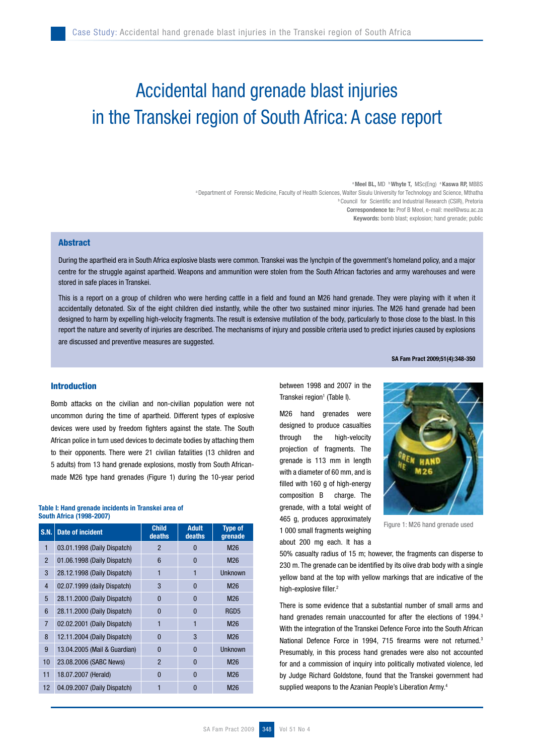# Accidental hand grenade blast injuries in the Transkei region of South Africa: A case report

[a] **Meel BL,** MD [b] **Whyte T,** MSc(Eng) [a] **Kaswa RP,** MBBS
[a] Department of Forensic Medicine, Faculty of Health Sciences, Walter Sisulu University for Technology and Science, Mthatha
[b] Council for Scientific and Industrial Research (CSIR), Pretoria
**Correspondence to:** Prof B Meel, e-mail: meel@wsu.ac.za
**Keywords:** bomb blast; explosion; hand grenade; public

## Abstract

During the apartheid era in South Africa explosive blasts were common. Transkei was the lynchpin of the government's homeland policy, and a major centre for the struggle against apartheid. Weapons and ammunition were stolen from the South African factories and army warehouses and were stored in safe places in Transkei.

This is a report on a group of children who were herding cattle in a field and found an M26 hand grenade. They were playing with it when it accidentally detonated. Six of the eight children died instantly, while the other two sustained minor injuries. The M26 hand grenade had been designed to harm by expelling high-velocity fragments. The result is extensive mutilation of the body, particularly to those close to the blast. In this report the nature and severity of injuries are described. The mechanisms of injury and possible criteria used to predict injuries caused by explosions are discussed and preventive measures are suggested.

**SA Fam Pract 2009;51(4):348-350**

## Introduction

Bomb attacks on the civilian and non-civilian population were not uncommon during the time of apartheid. Different types of explosive devices were used by freedom fighters against the state. The South African police in turn used devices to decimate bodies by attaching them to their opponents. There were 21 civilian fatalities (13 children and 5 adults) from 13 hand grenade explosions, mostly from South African-made M26 type hand grenades (Figure 1) during the 10-year period between 1998 and 2007 in the Transkei region[1] (Table I).

**Table I: Hand grenade incidents in Transkei area of South Africa (1998-2007)**

| S.N. | Date of incident | Child deaths | Adult deaths | Type of grenade |
|---|---|---|---|---|
| 1 | 03.01.1998 (Daily Dispatch) | 2 | 0 | M26 |
| 2 | 01.06.1998 (Daily Dispatch) | 6 | 0 | M26 |
| 3 | 28.12.1998 (Daily Dispatch) | 1 | 1 | Unknown |
| 4 | 02.07.1999 (daily Dispatch) | 3 | 0 | M26 |
| 5 | 28.11.2000 (Daily Dispatch) | 0 | 0 | M26 |
| 6 | 28.11.2000 (Daily Dispatch) | 0 | 0 | RGD5 |
| 7 | 02.02.2001 (Daily Dispatch) | 1 | 1 | M26 |
| 8 | 12.11.2004 (Daily Dispatch) | 0 | 3 | M26 |
| 9 | 13.04.2005 (Mail & Guardian) | 0 | 0 | Unknown |
| 10 | 23.08.2006 (SABC News) | 2 | 0 | M26 |
| 11 | 18.07.2007 (Herald) | 0 | 0 | M26 |
| 12 | 04.09.2007 (Daily Dispatch) | 1 | 0 | M26 |

M26 hand grenades were designed to produce casualties through the high-velocity projection of fragments. The grenade is 113 mm in length with a diameter of 60 mm, and is filled with 160 g of high-energy composition B charge. The grenade, with a total weight of 465 g, produces approximately 1 000 small fragments weighing about 200 mg each. It has a 50% casualty radius of 15 m; however, the fragments can disperse to 230 m. The grenade can be identified by its olive drab body with a single yellow band at the top with yellow markings that are indicative of the high-explosive filler.[2]

Figure 1: M26 hand grenade used

There is some evidence that a substantial number of small arms and hand grenades remain unaccounted for after the elections of 1994.[3] With the integration of the Transkei Defence Force into the South African National Defence Force in 1994, 715 firearms were not returned.[3] Presumably, in this process hand grenades were also not accounted for and a commission of inquiry into politically motivated violence, led by Judge Richard Goldstone, found that the Transkei government had supplied weapons to the Azanian People's Liberation Army.[4]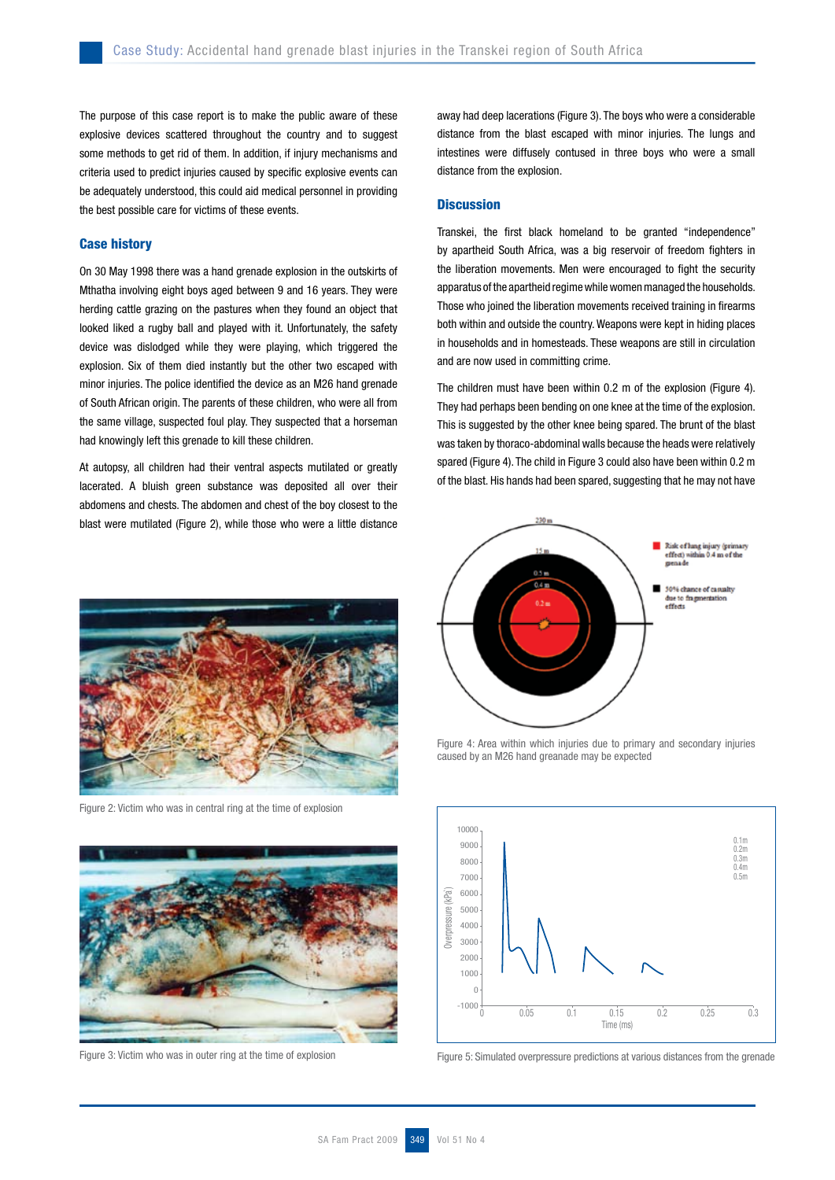The purpose of this case report is to make the public aware of these explosive devices scattered throughout the country and to suggest some methods to get rid of them. In addition, if injury mechanisms and criteria used to predict injuries caused by specific explosive events can be adequately understood, this could aid medical personnel in providing the best possible care for victims of these events.

## Case history

On 30 May 1998 there was a hand grenade explosion in the outskirts of Mthatha involving eight boys aged between 9 and 16 years. They were herding cattle grazing on the pastures when they found an object that looked liked a rugby ball and played with it. Unfortunately, the safety device was dislodged while they were playing, which triggered the explosion. Six of them died instantly but the other two escaped with minor injuries. The police identified the device as an M26 hand grenade of South African origin. The parents of these children, who were all from the same village, suspected foul play. They suspected that a horseman had knowingly left this grenade to kill these children.

At autopsy, all children had their ventral aspects mutilated or greatly lacerated. A bluish green substance was deposited all over their abdomens and chests. The abdomen and chest of the boy closest to the blast were mutilated (Figure 2), while those who were a little distance away had deep lacerations (Figure 3). The boys who were a considerable distance from the blast escaped with minor injuries. The lungs and intestines were diffusely contused in three boys who were a small distance from the explosion.

Figure 2: Victim who was in central ring at the time of explosion

Figure 3: Victim who was in outer ring at the time of explosion

## Discussion

Transkei, the first black homeland to be granted "independence" by apartheid South Africa, was a big reservoir of freedom fighters in the liberation movements. Men were encouraged to fight the security apparatus of the apartheid regime while women managed the households. Those who joined the liberation movements received training in firearms both within and outside the country. Weapons were kept in hiding places in households and in homesteads. These weapons are still in circulation and are now used in committing crime.

The children must have been within 0.2 m of the explosion (Figure 4). They had perhaps been bending on one knee at the time of the explosion. This is suggested by the other knee being spared. The brunt of the blast was taken by thoraco-abdominal walls because the heads were relatively spared (Figure 4). The child in Figure 3 could also have been within 0.2 m of the blast. His hands had been spared, suggesting that he may not have

Figure 4: Area within which injuries due to primary and secondary injuries caused by an M26 hand greanade may be expected

Figure 5: Simulated overpressure predictions at various distances from the grenade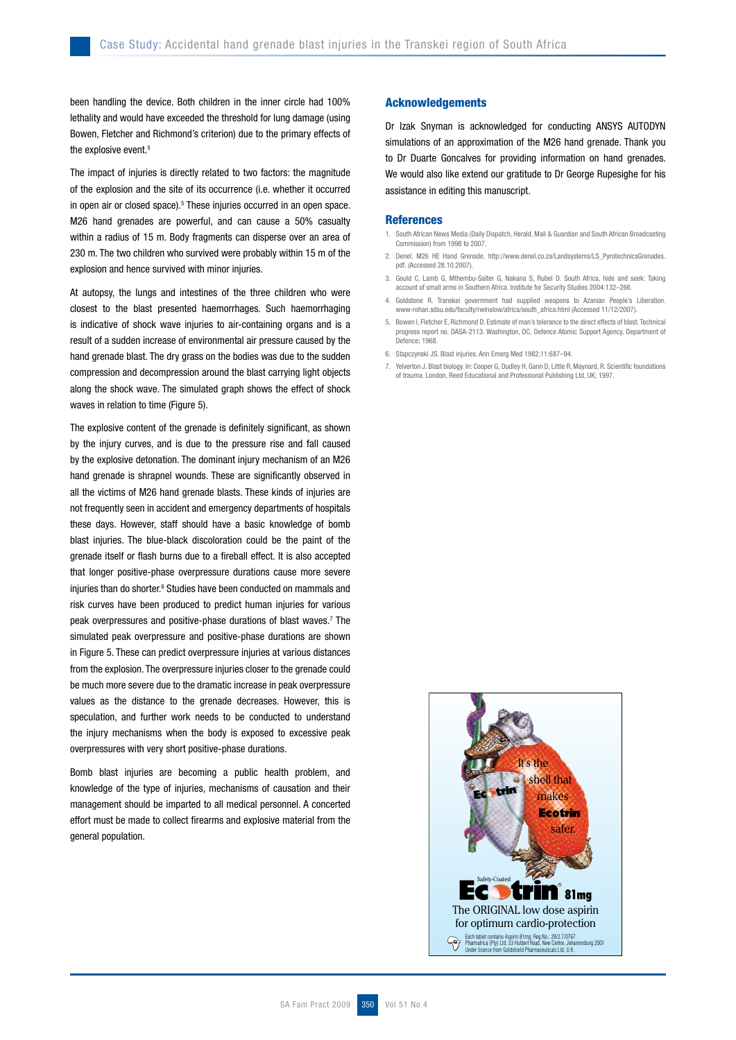been handling the device. Both children in the inner circle had 100% lethality and would have exceeded the threshold for lung damage (using Bowen, Fletcher and Richmond's criterion) due to the primary effects of the explosive event.[5]

The impact of injuries is directly related to two factors: the magnitude of the explosion and the site of its occurrence (i.e. whether it occurred in open air or closed space).[5] These injuries occurred in an open space. M26 hand grenades are powerful, and can cause a 50% casualty within a radius of 15 m. Body fragments can disperse over an area of 230 m. The two children who survived were probably within 15 m of the explosion and hence survived with minor injuries.

At autopsy, the lungs and intestines of the three children who were closest to the blast presented haemorrhages. Such haemorrhaging is indicative of shock wave injuries to air-containing organs and is a result of a sudden increase of environmental air pressure caused by the hand grenade blast. The dry grass on the bodies was due to the sudden compression and decompression around the blast carrying light objects along the shock wave. The simulated graph shows the effect of shock waves in relation to time (Figure 5).

The explosive content of the grenade is definitely significant, as shown by the injury curves, and is due to the pressure rise and fall caused by the explosive detonation. The dominant injury mechanism of an M26 hand grenade is shrapnel wounds. These are significantly observed in all the victims of M26 hand grenade blasts. These kinds of injuries are not frequently seen in accident and emergency departments of hospitals these days. However, staff should have a basic knowledge of bomb blast injuries. The blue-black discoloration could be the paint of the grenade itself or flash burns due to a fireball effect. It is also accepted that longer positive-phase overpressure durations cause more severe injuries than do shorter.[6] Studies have been conducted on mammals and risk curves have been produced to predict human injuries for various peak overpressures and positive-phase durations of blast waves.[7] The simulated peak overpressure and positive-phase durations are shown in Figure 5. These can predict overpressure injuries at various distances from the explosion. The overpressure injuries closer to the grenade could be much more severe due to the dramatic increase in peak overpressure values as the distance to the grenade decreases. However, this is speculation, and further work needs to be conducted to understand the injury mechanisms when the body is exposed to excessive peak overpressures with very short positive-phase durations.

Bomb blast injuries are becoming a public health problem, and knowledge of the type of injuries, mechanisms of causation and their management should be imparted to all medical personnel. A concerted effort must be made to collect firearms and explosive material from the general population.

## Acknowledgements

Dr Izak Snyman is acknowledged for conducting ANSYS AUTODYN simulations of an approximation of the M26 hand grenade. Thank you to Dr Duarte Goncalves for providing information on hand grenades. We would also like extend our gratitude to Dr George Rupesighe for his assistance in editing this manuscript.

## References

1. South African News Media (Daily Dispatch, Herald, Mail & Guardian and South African Broadcasting Commission) from 1998 to 2007.
2. Denel. M26 HE Hand Grenade. http://www.denel.co.za/Landsystems/LS_PyrotechnicsGrenades.pdf. (Accessed 28.10.2007).
3. Gould C, Lamb G, Mthembu-Salter G, Nakana S, Rubel D. South Africa, hide and seek: Taking account of small arms in Southern Africa. Institute for Security Studies 2004:132–266.
4. Goldstone R. Transkei government had supplied weapons to Azanian People's Liberation. www-rohan.sdsu.edu/faculty/rwinslow/africa/south_africa.html (Accessed 11/12/2007).
5. Bowen I, Fletcher E, Richmond D. Estimate of man's tolerance to the direct effects of blast. Technical progress report no. DASA-2113. Washington, DC, Defence Atomic Support Agency, Department of Defence; 1968.
6. Stapczynski JS. Blast injuries. Ann Emerg Med 1982;11:687–94.
7. Yelverton J. Blast biology. In: Cooper G, Dudley H, Gann D, Little R, Maynard, R. Scientific foundations of trauma. London, Reed Educational and Professional Publishing Ltd, UK; 1997.

It's the shell that makes Ecotrin safer.

Safety-Coated Ecotrin® 81mg

The ORIGINAL low dose aspirin for optimum cardio-protection

Each tablet contains Aspirin 81mg. Reg.No.: 29/2.7/0767
Pharmafrica (Pty) Ltd, 33 Hulbert Road, New Centre, Johannesburg 2001
Under licence from Goldshield Pharmaceuticals Ltd. U.K.